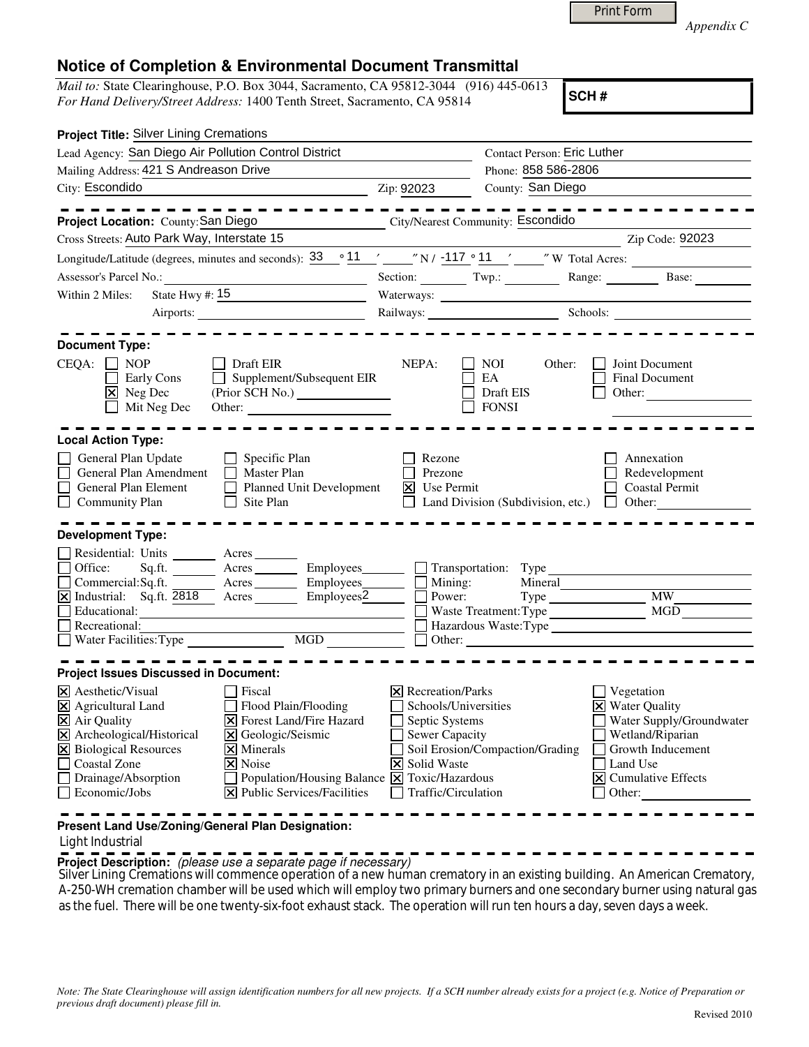Print Form

*Appendix C*

## Notice of Completion & Environmental Document Transmittal

*Mail to:* State Clearinghouse, P.O. Box 3044, Sacramento, CA 95812-3044 (916) 445-0613
*For Hand Delivery/Street Address:* 1400 Tenth Street, Sacramento, CA 95814

**SCH #**

**Project Title:** Silver Lining Cremations

Lead Agency: San Diego Air Pollution Control District
Contact Person: Eric Luther

Mailing Address: 421 S Andreason Drive
Phone: 858 586-2806

City: Escondido  Zip: 92023
County: San Diego

---

**Project Location:** County: San Diego  City/Nearest Community: Escondido

Cross Streets: Auto Park Way, Interstate 15  Zip Code: 92023

Longitude/Latitude (degrees, minutes and seconds): 33 ° 11 ′ ″ N / -117 ° 11 ′ ″ W Total Acres:

Assessor's Parcel No.:  Section:  Twp.:  Range:  Base:

Within 2 Miles: State Hwy #: 15  Waterways:

Airports:  Railways:  Schools:

---

**Document Type:**

CEQA: ☐ NOP ☐ Early Cons ☒ Neg Dec ☐ Mit Neg Dec ☐ Draft EIR ☐ Supplement/Subsequent EIR (Prior SCH No.) Other:

NEPA: ☐ NOI ☐ EA ☐ Draft EIS ☐ FONSI

Other: ☐ Joint Document ☐ Final Document ☐ Other:

---

**Local Action Type:**

☐ General Plan Update ☐ General Plan Amendment ☐ General Plan Element ☐ Community Plan ☐ Specific Plan ☐ Master Plan ☐ Planned Unit Development ☐ Site Plan ☐ Rezone ☐ Prezone ☒ Use Permit ☐ Land Division (Subdivision, etc.) ☐ Annexation ☐ Redevelopment ☐ Coastal Permit ☐ Other:

---

**Development Type:**

☐ Residential: Units  Acres
☐ Office: Sq.ft.  Acres  Employees
☐ Commercial: Sq.ft.  Acres  Employees
☒ Industrial: Sq.ft. 2818  Acres  Employees 2
☐ Educational:
☐ Recreational:
☐ Water Facilities: Type  MGD
☐ Transportation: Type
☐ Mining: Mineral
☐ Power: Type  MW
☐ Waste Treatment: Type  MGD
☐ Hazardous Waste: Type
☐ Other:

---

**Project Issues Discussed in Document:**

☒ Aesthetic/Visual ☒ Agricultural Land ☒ Air Quality ☒ Archeological/Historical ☒ Biological Resources ☐ Coastal Zone ☐ Drainage/Absorption ☐ Economic/Jobs
☐ Fiscal ☐ Flood Plain/Flooding ☒ Forest Land/Fire Hazard ☒ Geologic/Seismic ☒ Minerals ☒ Noise ☐ Population/Housing Balance ☒ Public Services/Facilities
☒ Recreation/Parks ☐ Schools/Universities ☐ Septic Systems ☐ Sewer Capacity ☐ Soil Erosion/Compaction/Grading ☒ Solid Waste ☒ Toxic/Hazardous ☐ Traffic/Circulation
☐ Vegetation ☒ Water Quality ☐ Water Supply/Groundwater ☐ Wetland/Riparian ☐ Growth Inducement ☐ Land Use ☒ Cumulative Effects ☐ Other:

---

**Present Land Use/Zoning/General Plan Designation:**

Light Industrial

**Project Description:** *(please use a separate page if necessary)*

Silver Lining Cremations will commence operation of a new human crematory in an existing building. An American Crematory, A-250-WH cremation chamber will be used which will employ two primary burners and one secondary burner using natural gas as the fuel. There will be one twenty-six-foot exhaust stack. The operation will run ten hours a day, seven days a week.

*Note: The State Clearinghouse will assign identification numbers for all new projects. If a SCH number already exists for a project (e.g. Notice of Preparation or previous draft document) please fill in.*

Revised 2010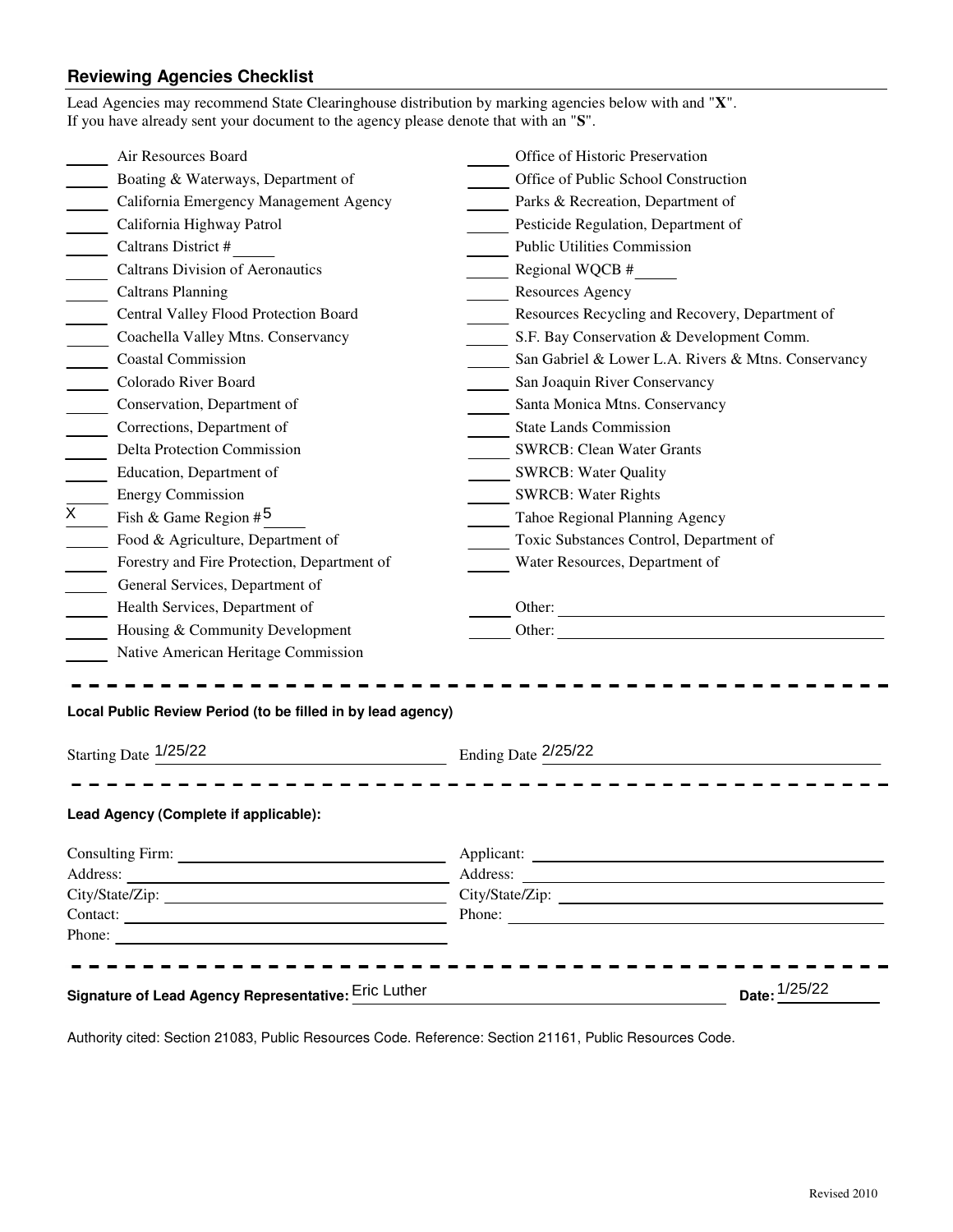## Reviewing Agencies Checklist

Lead Agencies may recommend State Clearinghouse distribution by marking agencies below with and "**X**".
If you have already sent your document to the agency please denote that with an "**S**".

| | | | |
|---|---|---|---|
| | Air Resources Board | | Office of Historic Preservation |
| | Boating & Waterways, Department of | | Office of Public School Construction |
| | California Emergency Management Agency | | Parks & Recreation, Department of |
| | California Highway Patrol | | Pesticide Regulation, Department of |
| | Caltrans District # ____ | | Public Utilities Commission |
| | Caltrans Division of Aeronautics | | Regional WQCB # ____ |
| | Caltrans Planning | | Resources Agency |
| | Central Valley Flood Protection Board | | Resources Recycling and Recovery, Department of |
| | Coachella Valley Mtns. Conservancy | | S.F. Bay Conservation & Development Comm. |
| | Coastal Commission | | San Gabriel & Lower L.A. Rivers & Mtns. Conservancy |
| | Colorado River Board | | San Joaquin River Conservancy |
| | Conservation, Department of | | Santa Monica Mtns. Conservancy |
| | Corrections, Department of | | State Lands Commission |
| | Delta Protection Commission | | SWRCB: Clean Water Grants |
| | Education, Department of | | SWRCB: Water Quality |
| | Energy Commission | | SWRCB: Water Rights |
| X | Fish & Game Region # 5 | | Tahoe Regional Planning Agency |
| | Food & Agriculture, Department of | | Toxic Substances Control, Department of |
| | Forestry and Fire Protection, Department of | | Water Resources, Department of |
| | General Services, Department of | | |
| | Health Services, Department of | | Other: |
| | Housing & Community Development | | Other: |
| | Native American Heritage Commission | | |

---

**Local Public Review Period (to be filled in by lead agency)**

Starting Date 1/25/22 Ending Date 2/25/22

---

**Lead Agency (Complete if applicable):**

| | |
|---|---|
| Consulting Firm: | Applicant: |
| Address: | Address: |
| City/State/Zip: | City/State/Zip: |
| Contact: | Phone: |
| Phone: | |

---

**Signature of Lead Agency Representative:** Eric Luther **Date:** 1/25/22

Authority cited: Section 21083, Public Resources Code. Reference: Section 21161, Public Resources Code.

Revised 2010